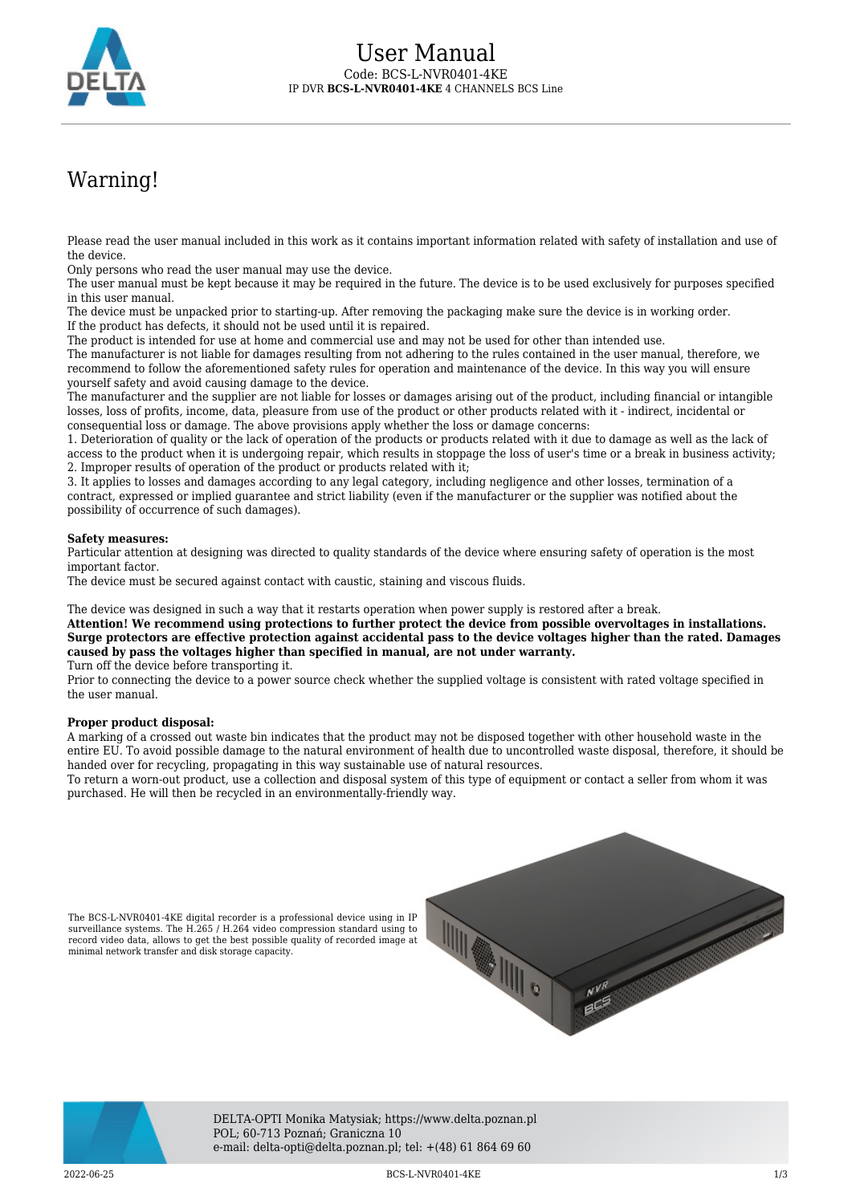# User Manual

Code: BCS-L-NVR0401-4KE
IP DVR **BCS-L-NVR0401-4KE** 4 CHANNELS BCS Line

## Warning!

Please read the user manual included in this work as it contains important information related with safety of installation and use of the device.
Only persons who read the user manual may use the device.
The user manual must be kept because it may be required in the future. The device is to be used exclusively for purposes specified in this user manual.
The device must be unpacked prior to starting-up. After removing the packaging make sure the device is in working order.
If the product has defects, it should not be used until it is repaired.
The product is intended for use at home and commercial use and may not be used for other than intended use.
The manufacturer is not liable for damages resulting from not adhering to the rules contained in the user manual, therefore, we recommend to follow the aforementioned safety rules for operation and maintenance of the device. In this way you will ensure yourself safety and avoid causing damage to the device.
The manufacturer and the supplier are not liable for losses or damages arising out of the product, including financial or intangible losses, loss of profits, income, data, pleasure from use of the product or other products related with it - indirect, incidental or consequential loss or damage. The above provisions apply whether the loss or damage concerns:
1. Deterioration of quality or the lack of operation of the products or products related with it due to damage as well as the lack of access to the product when it is undergoing repair, which results in stoppage the loss of user's time or a break in business activity;
2. Improper results of operation of the product or products related with it;
3. It applies to losses and damages according to any legal category, including negligence and other losses, termination of a contract, expressed or implied guarantee and strict liability (even if the manufacturer or the supplier was notified about the possibility of occurrence of such damages).

**Safety measures:**
Particular attention at designing was directed to quality standards of the device where ensuring safety of operation is the most important factor.
The device must be secured against contact with caustic, staining and viscous fluids.

The device was designed in such a way that it restarts operation when power supply is restored after a break.
**Attention! We recommend using protections to further protect the device from possible overvoltages in installations. Surge protectors are effective protection against accidental pass to the device voltages higher than the rated. Damages caused by pass the voltages higher than specified in manual, are not under warranty.**
Turn off the device before transporting it.
Prior to connecting the device to a power source check whether the supplied voltage is consistent with rated voltage specified in the user manual.

**Proper product disposal:**
A marking of a crossed out waste bin indicates that the product may not be disposed together with other household waste in the entire EU. To avoid possible damage to the natural environment of health due to uncontrolled waste disposal, therefore, it should be handed over for recycling, propagating in this way sustainable use of natural resources.
To return a worn-out product, use a collection and disposal system of this type of equipment or contact a seller from whom it was purchased. He will then be recycled in an environmentally-friendly way.

The BCS-L-NVR0401-4KE digital recorder is a professional device using in IP surveillance systems. The H.265 / H.264 video compression standard using to record video data, allows to get the best possible quality of recorded image at minimal network transfer and disk storage capacity.

DELTA-OPTI Monika Matysiak; https://www.delta.poznan.pl
POL; 60-713 Poznań; Graniczna 10
e-mail: delta-opti@delta.poznan.pl; tel: +(48) 61 864 69 60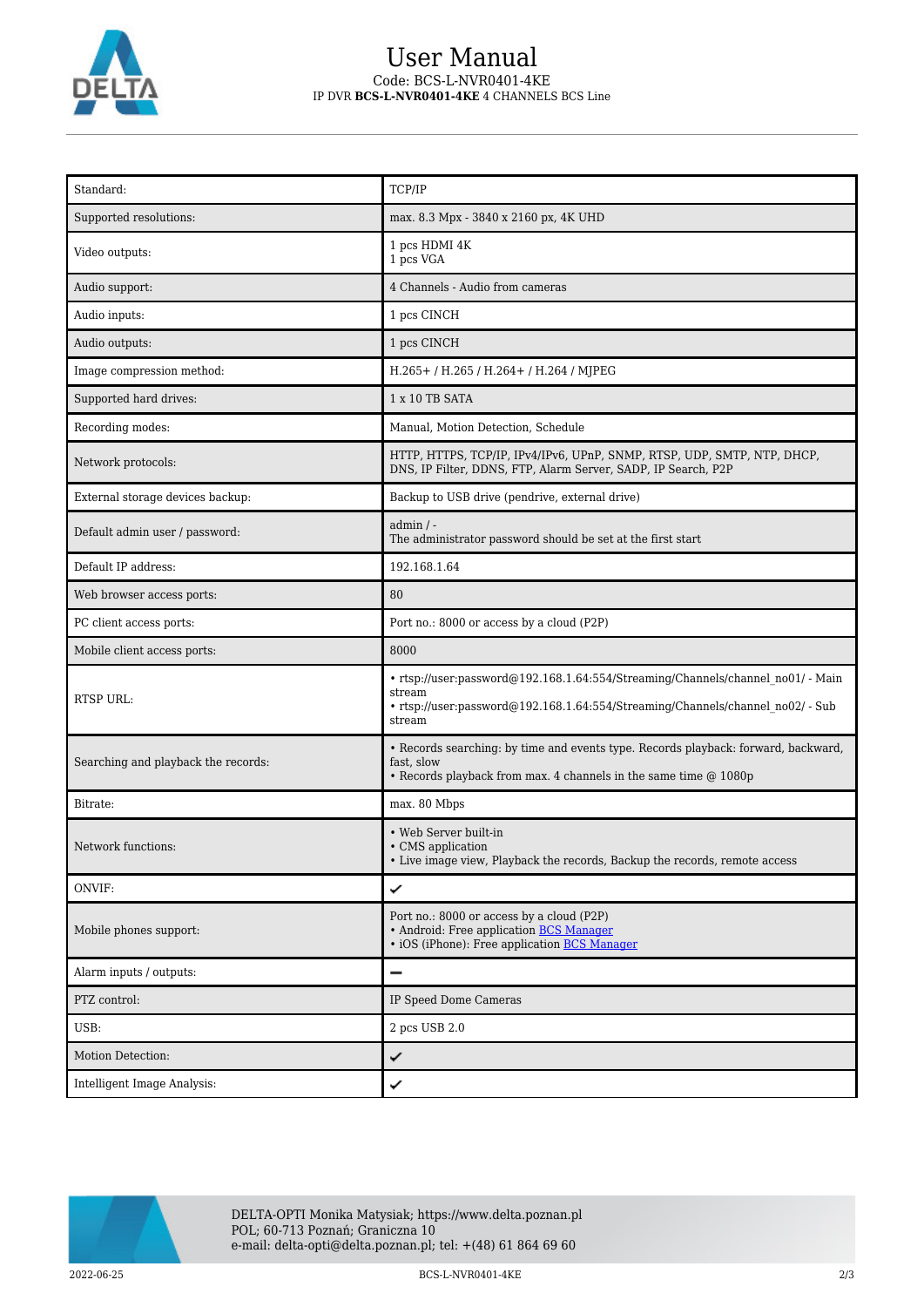| | |
|---|---|
| Standard: | TCP/IP |
| Supported resolutions: | max. 8.3 Mpx - 3840 x 2160 px, 4K UHD |
| Video outputs: | 1 pcs HDMI 4K<br>1 pcs VGA |
| Audio support: | 4 Channels - Audio from cameras |
| Audio inputs: | 1 pcs CINCH |
| Audio outputs: | 1 pcs CINCH |
| Image compression method: | H.265+ / H.265 / H.264+ / H.264 / MJPEG |
| Supported hard drives: | 1 x 10 TB SATA |
| Recording modes: | Manual, Motion Detection, Schedule |
| Network protocols: | HTTP, HTTPS, TCP/IP, IPv4/IPv6, UPnP, SNMP, RTSP, UDP, SMTP, NTP, DHCP, DNS, IP Filter, DDNS, FTP, Alarm Server, SADP, IP Search, P2P |
| External storage devices backup: | Backup to USB drive (pendrive, external drive) |
| Default admin user / password: | admin / -<br>The administrator password should be set at the first start |
| Default IP address: | 192.168.1.64 |
| Web browser access ports: | 80 |
| PC client access ports: | Port no.: 8000 or access by a cloud (P2P) |
| Mobile client access ports: | 8000 |
| RTSP URL: | • rtsp://user:password@192.168.1.64:554/Streaming/Channels/channel_no01/ - Main stream<br>• rtsp://user:password@192.168.1.64:554/Streaming/Channels/channel_no02/ - Sub stream |
| Searching and playback the records: | • Records searching: by time and events type. Records playback: forward, backward, fast, slow<br>• Records playback from max. 4 channels in the same time @ 1080p |
| Bitrate: | max. 80 Mbps |
| Network functions: | • Web Server built-in<br>• CMS application<br>• Live image view, Playback the records, Backup the records, remote access |
| ONVIF: | ✔ |
| Mobile phones support: | Port no.: 8000 or access by a cloud (P2P)<br>• Android: Free application BCS Manager<br>• iOS (iPhone): Free application BCS Manager |
| Alarm inputs / outputs: | – |
| PTZ control: | IP Speed Dome Cameras |
| USB: | 2 pcs USB 2.0 |
| Motion Detection: | ✔ |
| Intelligent Image Analysis: | ✔ |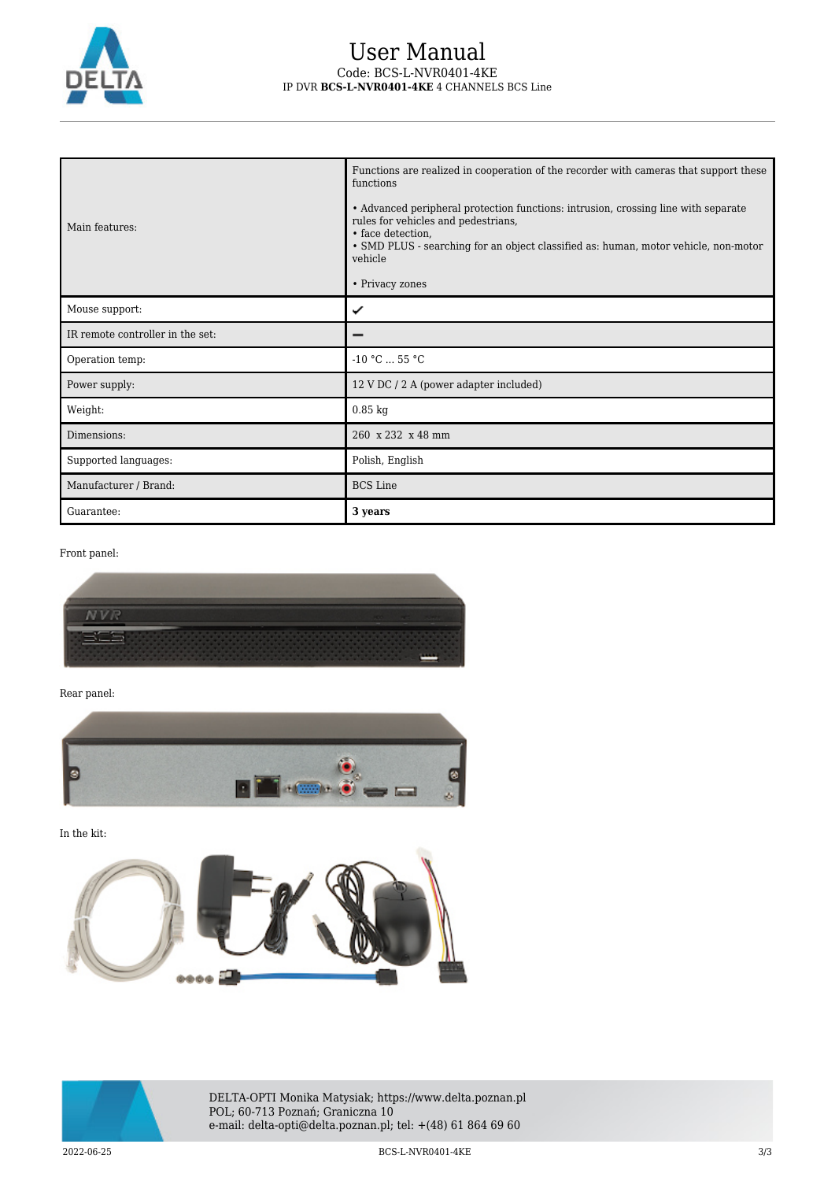| | |
|---|---|
| Main features: | Functions are realized in cooperation of the recorder with cameras that support these functions<br><br>• Advanced peripheral protection functions: intrusion, crossing line with separate rules for vehicles and pedestrians,<br>• face detection,<br>• SMD PLUS - searching for an object classified as: human, motor vehicle, non-motor vehicle<br><br>• Privacy zones |
| Mouse support: | ✔ |
| IR remote controller in the set: | – |
| Operation temp: | -10 °C ... 55 °C |
| Power supply: | 12 V DC / 2 A (power adapter included) |
| Weight: | 0.85 kg |
| Dimensions: | 260 x 232 x 48 mm |
| Supported languages: | Polish, English |
| Manufacturer / Brand: | BCS Line |
| Guarantee: | **3 years** |

Front panel:

Rear panel:

In the kit:

DELTA-OPTI Monika Matysiak; https://www.delta.poznan.pl
POL; 60-713 Poznań; Graniczna 10
e-mail: delta-opti@delta.poznan.pl; tel: +(48) 61 864 69 60